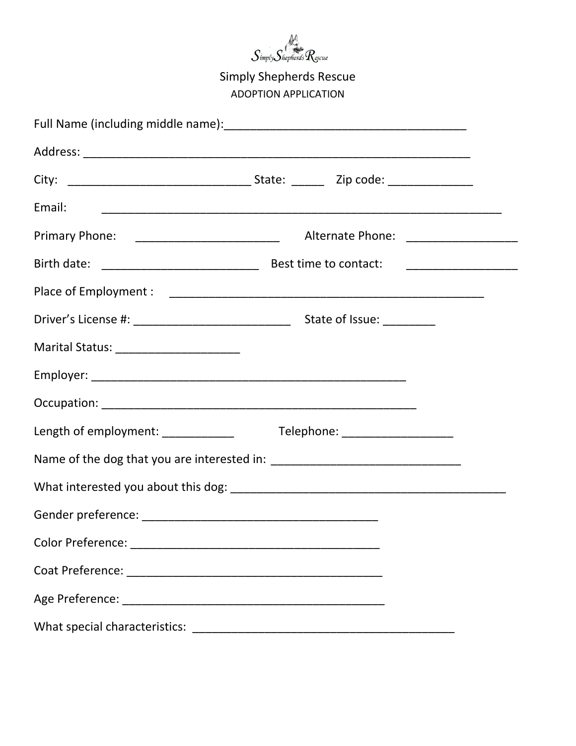Simply Shepherds Rescue

# Simply Shepherds Rescue

## ADOPTION APPLICATION

Full Name (including middle name):_____________________________________

Address: ______________________________________________________________

City: _____________________________ State: _____ Zip code: _____________

Email: ______________________________________________________________

Primary Phone: ______________________ Alternate Phone: _________________

Birth date: ________________________ Best time to contact: _________________

Place of Employment : ________________________________________________

Driver's License #: ________________________ State of Issue: ________

Marital Status: ___________________

Employer: _________________________________________________

Occupation: _________________________________________________

Length of employment: ___________ Telephone: _________________

Name of the dog that you are interested in: _____________________________

What interested you about this dog: ___________________________________________

Gender preference: _____________________________________

Color Preference: _______________________________________

Coat Preference: _________________________________________

Age Preference: __________________________________________

What special characteristics: _________________________________________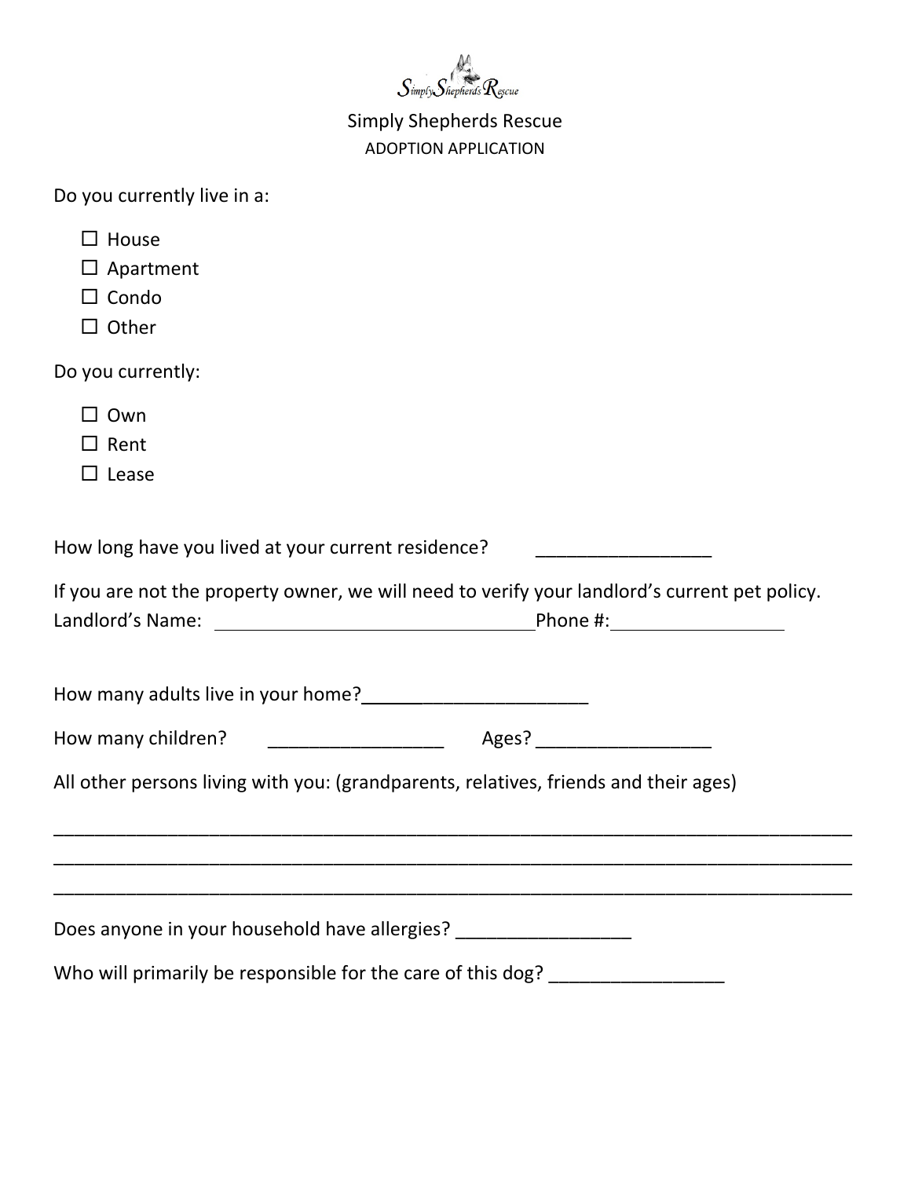Simply Shepherds Rescue

ADOPTION APPLICATION

Do you currently live in a:

- ☐ House
- ☐ Apartment
- ☐ Condo
- ☐ Other

Do you currently:

- ☐ Own
- ☐ Rent
- ☐ Lease

How long have you lived at your current residence? _________________

If you are not the property owner, we will need to verify your landlord's current pet policy.
Landlord's Name: ________________________________ Phone #: _________________

How many adults live in your home? ______________________

How many children? _________________ Ages? _________________

All other persons living with you: (grandparents, relatives, friends and their ages)

______________________________________________________________________________

______________________________________________________________________________

______________________________________________________________________________

Does anyone in your household have allergies? _________________

Who will primarily be responsible for the care of this dog? _________________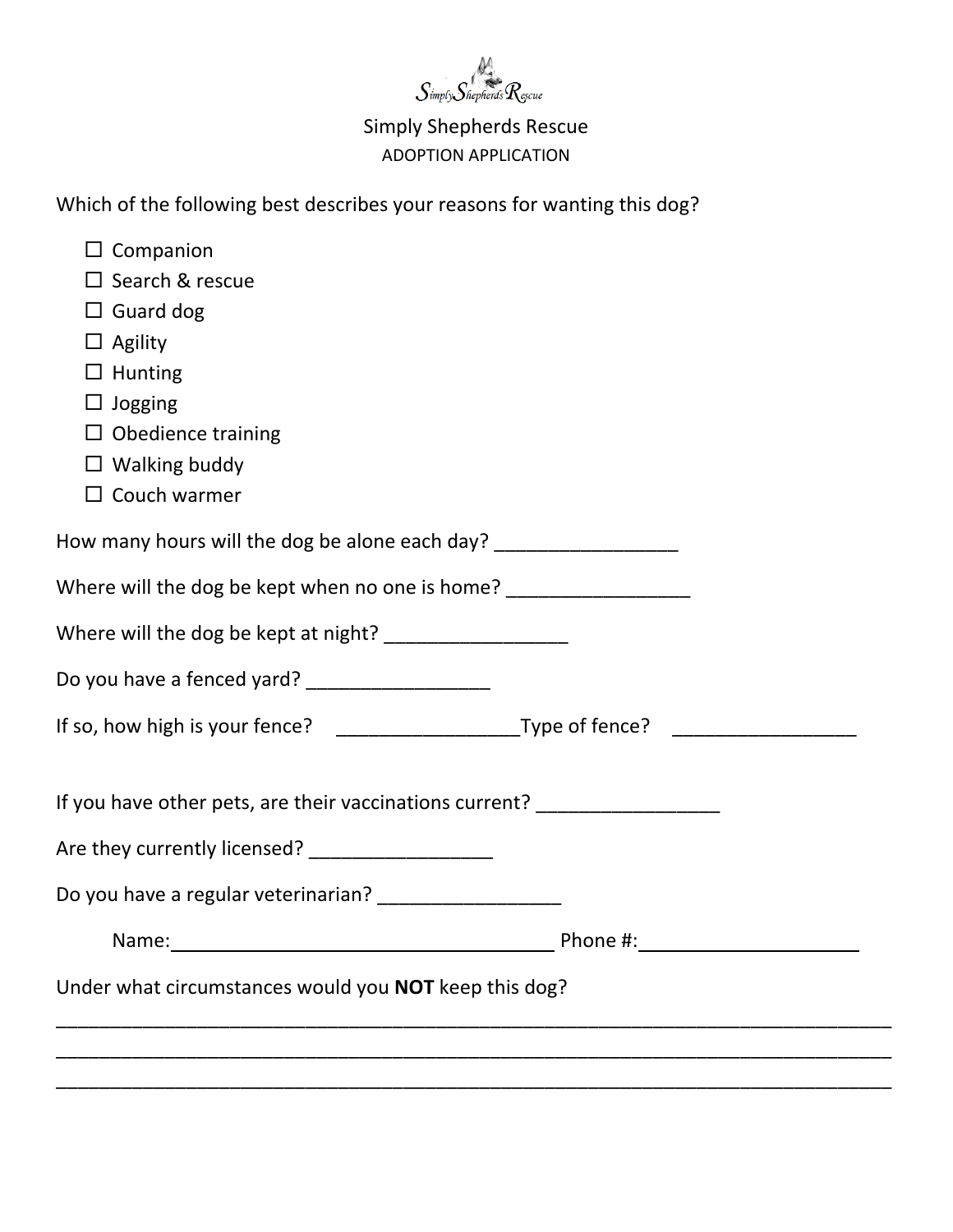Simply Shepherds Rescue

ADOPTION APPLICATION

Which of the following best describes your reasons for wanting this dog?

- ☐ Companion
- ☐ Search & rescue
- ☐ Guard dog
- ☐ Agility
- ☐ Hunting
- ☐ Jogging
- ☐ Obedience training
- ☐ Walking buddy
- ☐ Couch warmer

How many hours will the dog be alone each day? _________________

Where will the dog be kept when no one is home? _________________

Where will the dog be kept at night? _________________

Do you have a fenced yard? _________________

If so, how high is your fence? _________________ Type of fence? _________________

If you have other pets, are their vaccinations current? _________________

Are they currently licensed? _________________

Do you have a regular veterinarian? _________________

Name:_____________________________________ Phone #:_____________________

Under what circumstances would you **NOT** keep this dog?

_______________________________________________________________________________

_______________________________________________________________________________

_______________________________________________________________________________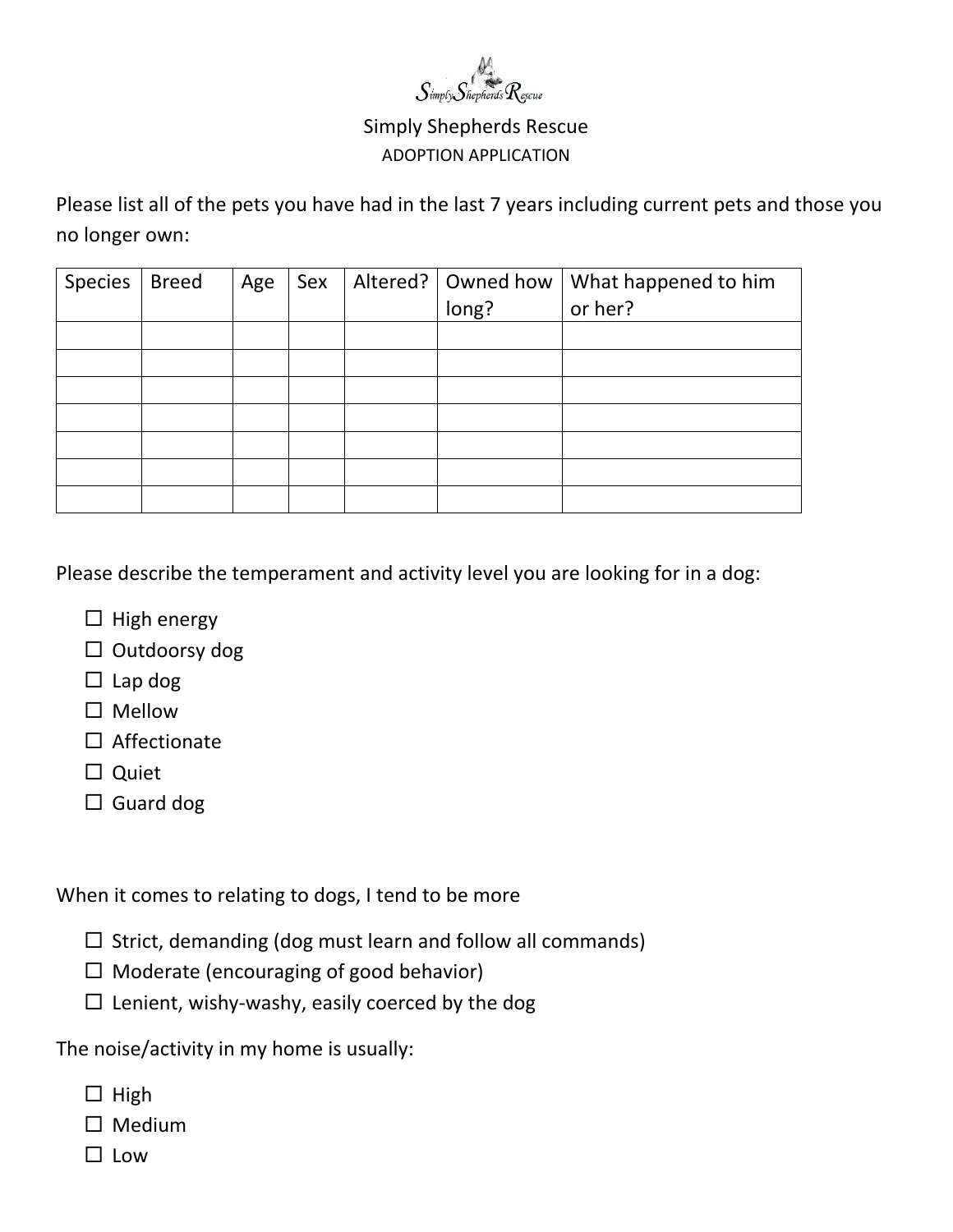Simply Shepherds Rescue

ADOPTION APPLICATION

Please list all of the pets you have had in the last 7 years including current pets and those you no longer own:

| Species | Breed | Age | Sex | Altered? | Owned how long? | What happened to him or her? |
|---|---|---|---|---|---|---|
| | | | | | | |
| | | | | | | |
| | | | | | | |
| | | | | | | |
| | | | | | | |
| | | | | | | |
| | | | | | | |

Please describe the temperament and activity level you are looking for in a dog:

- ☐ High energy
- ☐ Outdoorsy dog
- ☐ Lap dog
- ☐ Mellow
- ☐ Affectionate
- ☐ Quiet
- ☐ Guard dog

When it comes to relating to dogs, I tend to be more

- ☐ Strict, demanding (dog must learn and follow all commands)
- ☐ Moderate (encouraging of good behavior)
- ☐ Lenient, wishy-washy, easily coerced by the dog

The noise/activity in my home is usually:

- ☐ High
- ☐ Medium
- ☐ Low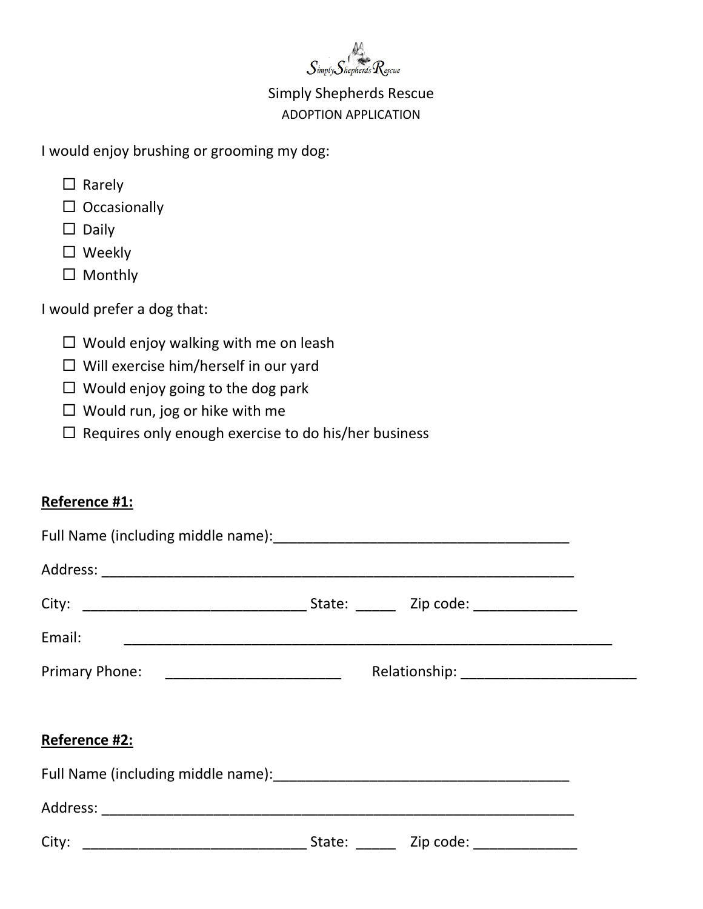Simply Shepherds Rescue

ADOPTION APPLICATION

I would enjoy brushing or grooming my dog:

- ☐ Rarely
- ☐ Occasionally
- ☐ Daily
- ☐ Weekly
- ☐ Monthly

I would prefer a dog that:

- ☐ Would enjoy walking with me on leash
- ☐ Will exercise him/herself in our yard
- ☐ Would enjoy going to the dog park
- ☐ Would run, jog or hike with me
- ☐ Requires only enough exercise to do his/her business

**Reference #1:**

Full Name (including middle name):______________________________________

Address: _______________________________________________________________

City: ______________________________ State: _____ Zip code: _____________

Email: _________________________________________________________________

Primary Phone: _______________________ Relationship: ______________________

**Reference #2:**

Full Name (including middle name):______________________________________

Address: _______________________________________________________________

City: ______________________________ State: _____ Zip code: _____________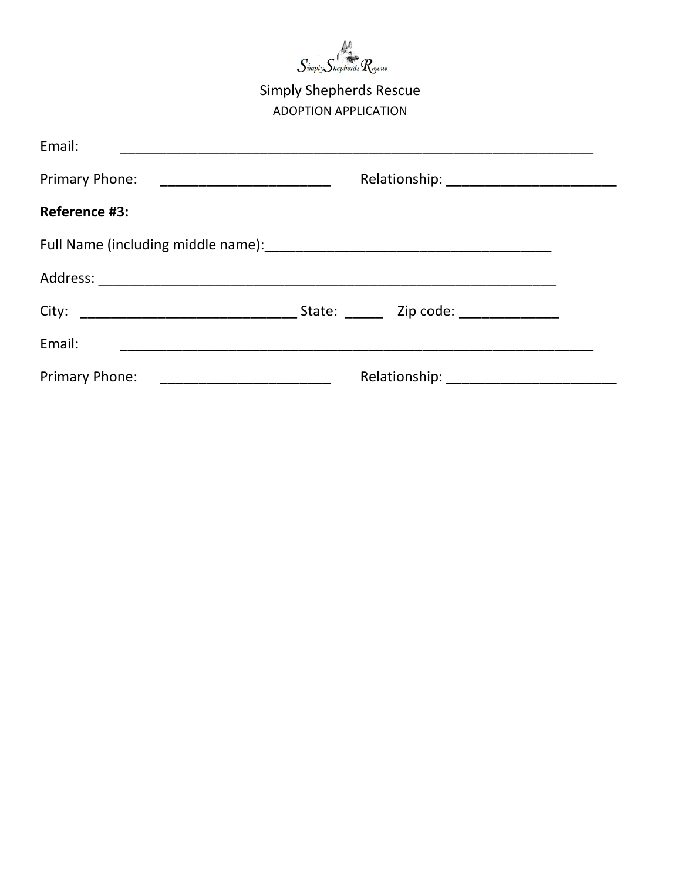Simply Shepherds Rescue

ADOPTION APPLICATION

Email: _______________________________________________________________

Primary Phone: ______________________ Relationship: ______________________

**Reference #3:**

Full Name (including middle name):_____________________________________

Address: _____________________________________________________________

City: ____________________________ State: _____ Zip code: _____________

Email: _______________________________________________________________

Primary Phone: ______________________ Relationship: ______________________